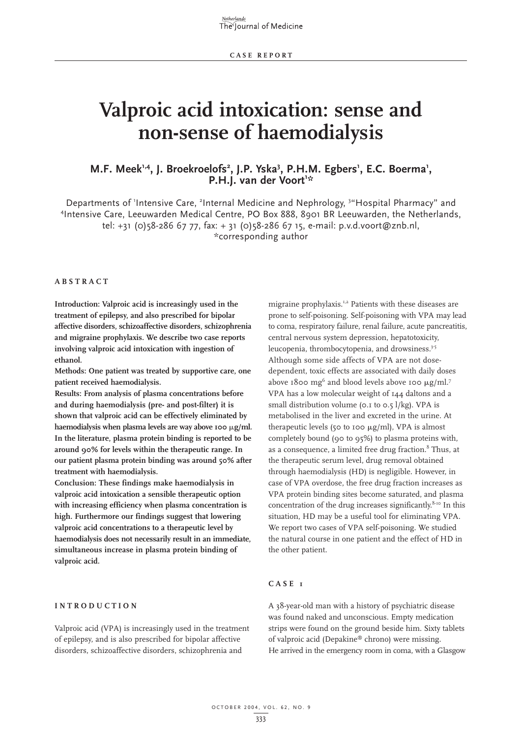CASE REPORT

# Valproic acid intoxication: sense and non-sense of haemodialysis

**M.F. Meek[1,4], J. Broekroelofs[2], J.P. Yska[3], P.H.M. Egbers[1], E.C. Boerma[1], P.H.J. van der Voort[1]***

Departments of [1]Intensive Care, [2]Internal Medicine and Nephrology, [3]"Hospital Pharmacy" and [4]Intensive Care, Leeuwarden Medical Centre, PO Box 888, 8901 BR Leeuwarden, the Netherlands, tel: +31 (0)58-286 67 77, fax: + 31 (0)58-286 67 15, e-mail: p.v.d.voort@znb.nl, *corresponding author

## ABSTRACT

**Introduction: Valproic acid is increasingly used in the treatment of epilepsy, and also prescribed for bipolar affective disorders, schizoaffective disorders, schizophrenia and migraine prophylaxis. We describe two case reports involving valproic acid intoxication with ingestion of ethanol.**

**Methods: One patient was treated by supportive care, one patient received haemodialysis.**

**Results: From analysis of plasma concentrations before and during haemodialysis (pre- and post-filter) it is shown that valproic acid can be effectively eliminated by haemodialysis when plasma levels are way above 100 μg/ml. In the literature, plasma protein binding is reported to be around 90% for levels within the therapeutic range. In our patient plasma protein binding was around 50% after treatment with haemodialysis.**

**Conclusion: These findings make haemodialysis in valproic acid intoxication a sensible therapeutic option with increasing efficiency when plasma concentration is high. Furthermore our findings suggest that lowering valproic acid concentrations to a therapeutic level by haemodialysis does not necessarily result in an immediate, simultaneous increase in plasma protein binding of valproic acid.**

## INTRODUCTION

Valproic acid (VPA) is increasingly used in the treatment of epilepsy, and is also prescribed for bipolar affective disorders, schizoaffective disorders, schizophrenia and migraine prophylaxis.[1,2] Patients with these diseases are prone to self-poisoning. Self-poisoning with VPA may lead to coma, respiratory failure, renal failure, acute pancreatitis, central nervous system depression, hepatotoxicity, leucopenia, thrombocytopenia, and drowsiness.[3-5] Although some side affects of VPA are not dose-dependent, toxic effects are associated with daily doses above 1800 mg[6] and blood levels above 100 μg/ml.[7] VPA has a low molecular weight of 144 daltons and a small distribution volume (0.1 to 0.5 l/kg). VPA is metabolised in the liver and excreted in the urine. At therapeutic levels (50 to 100 μg/ml), VPA is almost completely bound (90 to 95%) to plasma proteins with, as a consequence, a limited free drug fraction.[8] Thus, at the therapeutic serum level, drug removal obtained through haemodialysis (HD) is negligible. However, in case of VPA overdose, the free drug fraction increases as VPA protein binding sites become saturated, and plasma concentration of the drug increases significantly.[8-10] In this situation, HD may be a useful tool for eliminating VPA. We report two cases of VPA self-poisoning. We studied the natural course in one patient and the effect of HD in the other patient.

## CASE 1

A 38-year-old man with a history of psychiatric disease was found naked and unconscious. Empty medication strips were found on the ground beside him. Sixty tablets of valproic acid (Depakine® chrono) were missing.
He arrived in the emergency room in coma, with a Glasgow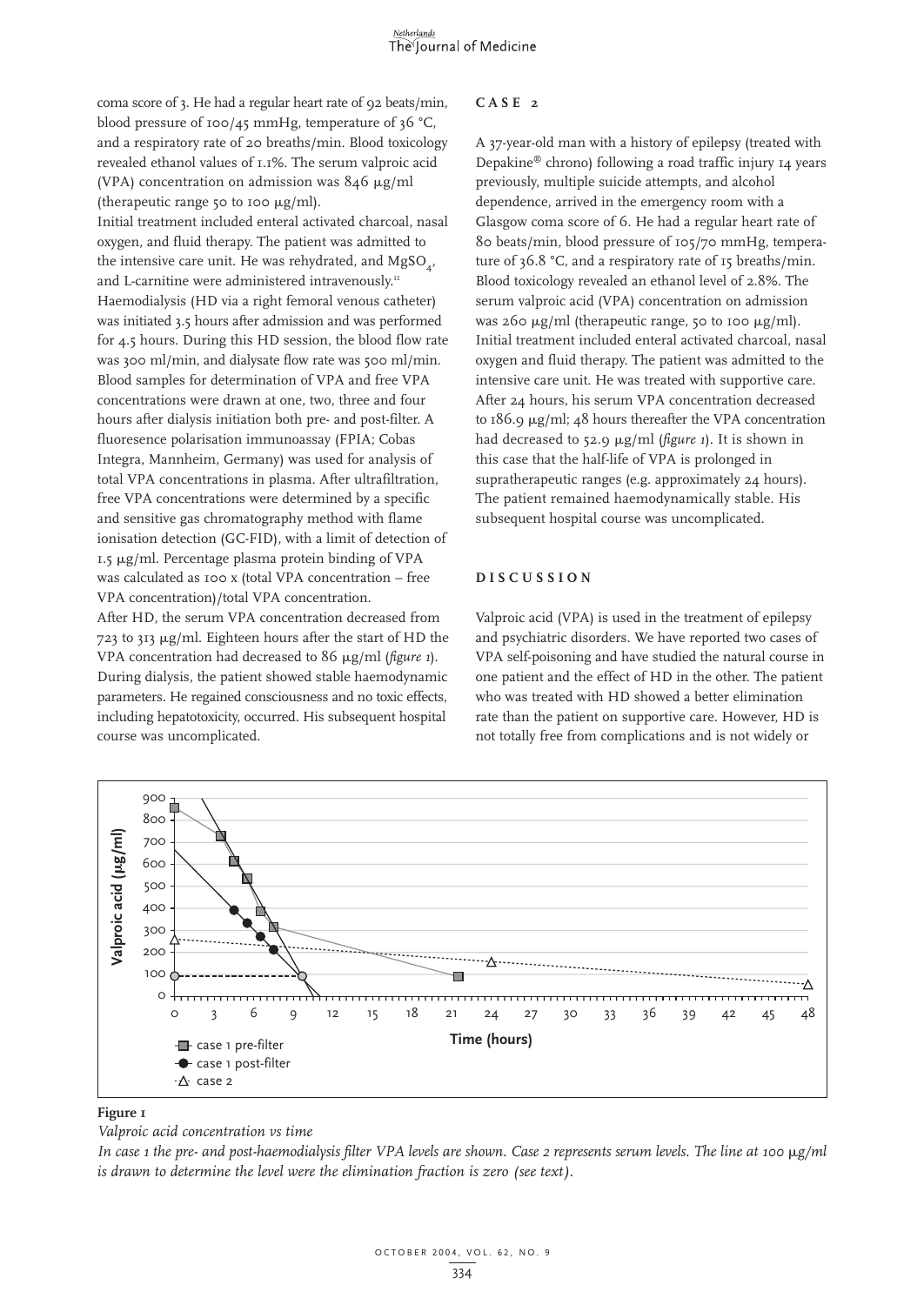coma score of 3. He had a regular heart rate of 92 beats/min, blood pressure of 100/45 mmHg, temperature of 36 °C, and a respiratory rate of 20 breaths/min. Blood toxicology revealed ethanol values of 1.1%. The serum valproic acid (VPA) concentration on admission was 846 μg/ml (therapeutic range 50 to 100 μg/ml).

Initial treatment included enteral activated charcoal, nasal oxygen, and fluid therapy. The patient was admitted to the intensive care unit. He was rehydrated, and $MgSO_4$, and L-carnitine were administered intravenously.[11]

Haemodialysis (HD via a right femoral venous catheter) was initiated 3.5 hours after admission and was performed for 4.5 hours. During this HD session, the blood flow rate was 300 ml/min, and dialysate flow rate was 500 ml/min. Blood samples for determination of VPA and free VPA concentrations were drawn at one, two, three and four hours after dialysis initiation both pre- and post-filter. A fluoresence polarisation immunoassay (FPIA; Cobas Integra, Mannheim, Germany) was used for analysis of total VPA concentrations in plasma. After ultrafiltration, free VPA concentrations were determined by a specific and sensitive gas chromatography method with flame ionisation detection (GC-FID), with a limit of detection of 1.5 μg/ml. Percentage plasma protein binding of VPA was calculated as 100 x (total VPA concentration – free VPA concentration)/total VPA concentration.

After HD, the serum VPA concentration decreased from 723 to 313 μg/ml. Eighteen hours after the start of HD the VPA concentration had decreased to 86 μg/ml (*figure 1*). During dialysis, the patient showed stable haemodynamic parameters. He regained consciousness and no toxic effects, including hepatotoxicity, occurred. His subsequent hospital course was uncomplicated.

## CASE 2

A 37-year-old man with a history of epilepsy (treated with Depakine® chrono) following a road traffic injury 14 years previously, multiple suicide attempts, and alcohol dependence, arrived in the emergency room with a Glasgow coma score of 6. He had a regular heart rate of 80 beats/min, blood pressure of 105/70 mmHg, temperature of 36.8 °C, and a respiratory rate of 15 breaths/min. Blood toxicology revealed an ethanol level of 2.8%. The serum valproic acid (VPA) concentration on admission was 260 μg/ml (therapeutic range, 50 to 100 μg/ml). Initial treatment included enteral activated charcoal, nasal oxygen and fluid therapy. The patient was admitted to the intensive care unit. He was treated with supportive care. After 24 hours, his serum VPA concentration decreased to 186.9 μg/ml; 48 hours thereafter the VPA concentration had decreased to 52.9 μg/ml (*figure 1*). It is shown in this case that the half-life of VPA is prolonged in supratherapeutic ranges (e.g. approximately 24 hours). The patient remained haemodynamically stable. His subsequent hospital course was uncomplicated.

## DISCUSSION

Valproic acid (VPA) is used in the treatment of epilepsy and psychiatric disorders. We have reported two cases of VPA self-poisoning and have studied the natural course in one patient and the effect of HD in the other. The patient who was treated with HD showed a better elimination rate than the patient on supportive care. However, HD is not totally free from complications and is not widely or

**Figure 1**

*Valproic acid concentration vs time*

*In case 1 the pre- and post-haemodialysis filter VPA levels are shown. Case 2 represents serum levels. The line at 100 μg/ml is drawn to determine the level were the elimination fraction is zero (see text).*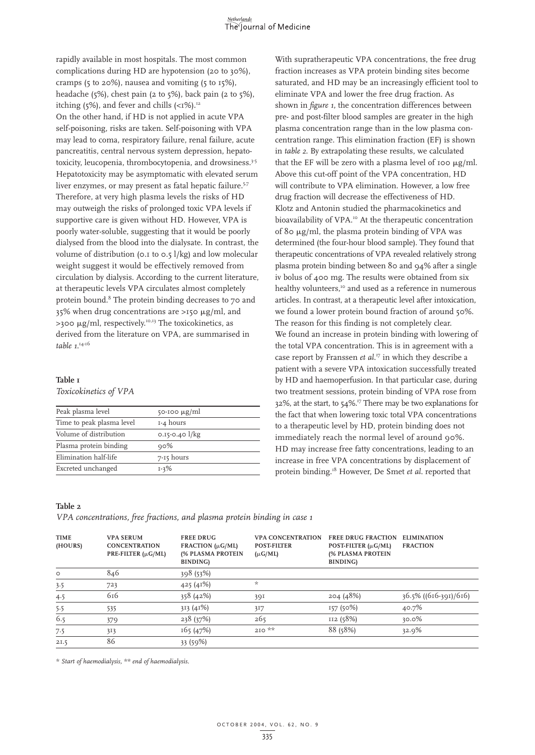rapidly available in most hospitals. The most common complications during HD are hypotension (20 to 30%), cramps (5 to 20%), nausea and vomiting (5 to 15%), headache (5%), chest pain (2 to 5%), back pain (2 to 5%), itching (5%), and fever and chills (<1%).[12]

On the other hand, if HD is not applied in acute VPA self-poisoning, risks are taken. Self-poisoning with VPA may lead to coma, respiratory failure, renal failure, acute pancreatitis, central nervous system depression, hepatotoxicity, leucopenia, thrombocytopenia, and drowsiness.[3-5] Hepatotoxicity may be asymptomatic with elevated serum liver enzymes, or may present as fatal hepatic failure.[5-7] Therefore, at very high plasma levels the risks of HD may outweigh the risks of prolonged toxic VPA levels if supportive care is given without HD. However, VPA is poorly water-soluble, suggesting that it would be poorly dialysed from the blood into the dialysate. In contrast, the volume of distribution (0.1 to 0.5 l/kg) and low molecular weight suggest it would be effectively removed from circulation by dialysis. According to the current literature, at therapeutic levels VPA circulates almost completely protein bound.[8] The protein binding decreases to 70 and 35% when drug concentrations are >150 μg/ml, and >300 μg/ml, respectively.[10,13] The toxicokinetics, as derived from the literature on VPA, are summarised in *table 1*.[14-16]

**Table 1**

*Toxicokinetics of VPA*

| | |
|---|---|
| Peak plasma level | 50-100 μg/ml |
| Time to peak plasma level | 1-4 hours |
| Volume of distribution | 0.15-0.40 l/kg |
| Plasma protein binding | 90% |
| Elimination half-life | 7-15 hours |
| Excreted unchanged | 1-3% |

With supratherapeutic VPA concentrations, the free drug fraction increases as VPA protein binding sites become saturated, and HD may be an increasingly efficient tool to eliminate VPA and lower the free drug fraction. As shown in *figure 1*, the concentration differences between pre- and post-filter blood samples are greater in the high plasma concentration range than in the low plasma concentration range. This elimination fraction (EF) is shown in *table 2*. By extrapolating these results, we calculated that the EF will be zero with a plasma level of 100 μg/ml. Above this cut-off point of the VPA concentration, HD will contribute to VPA elimination. However, a low free drug fraction will decrease the effectiveness of HD.

Klotz and Antonin studied the pharmacokinetics and bioavailability of VPA.[10] At the therapeutic concentration of 80 μg/ml, the plasma protein binding of VPA was determined (the four-hour blood sample). They found that therapeutic concentrations of VPA revealed relatively strong plasma protein binding between 80 and 94% after a single iv bolus of 400 mg. The results were obtained from six healthy volunteers,[10] and used as a reference in numerous articles. In contrast, at a therapeutic level after intoxication, we found a lower protein bound fraction of around 50%. The reason for this finding is not completely clear.

We found an increase in protein binding with lowering of the total VPA concentration. This is in agreement with a case report by Franssen *et al*.[17] in which they describe a patient with a severe VPA intoxication successfully treated by HD and haemoperfusion. In that particular case, during two treatment sessions, protein binding of VPA rose from 32%, at the start, to 54%.[17] There may be two explanations for the fact that when lowering toxic total VPA concentrations to a therapeutic level by HD, protein binding does not immediately reach the normal level of around 90%. HD may increase free fatty concentrations, leading to an increase in free VPA concentrations by displacement of protein binding.[18] However, De Smet *et al*. reported that

**Table 2**

*VPA concentrations, free fractions, and plasma protein binding in case 1*

| TIME (HOURS) | VPA SERUM CONCENTRATION PRE-FILTER (μG/ML) | FREE DRUG FRACTION (μG/ML) (% PLASMA PROTEIN BINDING) | VPA CONCENTRATION POST-FILTER (μG/ML) | FREE DRUG FRACTION POST-FILTER (μG/ML) (% PLASMA PROTEIN BINDING) | ELIMINATION FRACTION |
|---|---|---|---|---|---|
| 0 | 846 | 398 (53%) | | | |
| 3.5 | 723 | 425 (41%) | * | | |
| 4.5 | 616 | 358 (42%) | 391 | 204 (48%) | 36.5% ((616-391)/616) |
| 5.5 | 535 | 313 (41%) | 317 | 157 (50%) | 40.7% |
| 6.5 | 379 | 238 (37%) | 265 | 112 (58%) | 30.0% |
| 7.5 | 313 | 165 (47%) | 210 ** | 88 (58%) | 32.9% |
| 21.5 | 86 | 33 (59%) | | | |

*\* Start of haemodialysis, \*\* end of haemodialysis.*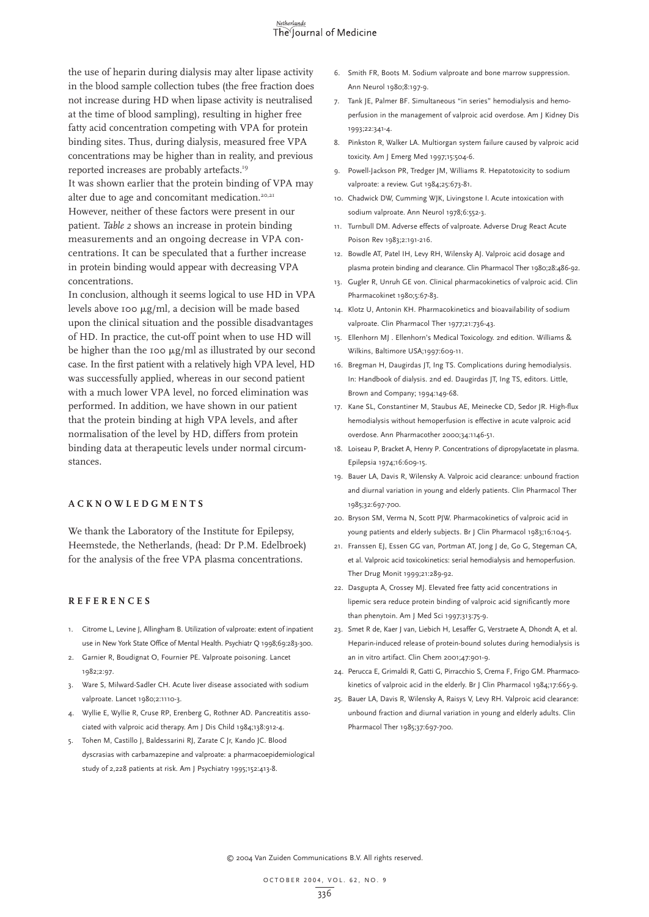the use of heparin during dialysis may alter lipase activity in the blood sample collection tubes (the free fraction does not increase during HD when lipase activity is neutralised at the time of blood sampling), resulting in higher free fatty acid concentration competing with VPA for protein binding sites. Thus, during dialysis, measured free VPA concentrations may be higher than in reality, and previous reported increases are probably artefacts.[19]

It was shown earlier that the protein binding of VPA may alter due to age and concomitant medication.[20,21] However, neither of these factors were present in our patient. *Table 2* shows an increase in protein binding measurements and an ongoing decrease in VPA concentrations. It can be speculated that a further increase in protein binding would appear with decreasing VPA concentrations.

In conclusion, although it seems logical to use HD in VPA levels above 100 μg/ml, a decision will be made based upon the clinical situation and the possible disadvantages of HD. In practice, the cut-off point when to use HD will be higher than the 100 μg/ml as illustrated by our second case. In the first patient with a relatively high VPA level, HD was successfully applied, whereas in our second patient with a much lower VPA level, no forced elimination was performed. In addition, we have shown in our patient that the protein binding at high VPA levels, and after normalisation of the level by HD, differs from protein binding data at therapeutic levels under normal circumstances.

## ACKNOWLEDGMENTS

We thank the Laboratory of the Institute for Epilepsy, Heemstede, the Netherlands, (head: Dr P.M. Edelbroek) for the analysis of the free VPA plasma concentrations.

## REFERENCES

1. Citrome L, Levine J, Allingham B. Utilization of valproate: extent of inpatient use in New York State Office of Mental Health. Psychiatr Q 1998;69:283-300.
2. Garnier R, Boudignat O, Fournier PE. Valproate poisoning. Lancet 1982;2:97.
3. Ware S, Milward-Sadler CH. Acute liver disease associated with sodium valproate. Lancet 1980;2:1110-3.
4. Wyllie E, Wyllie R, Cruse RP, Erenberg G, Rothner AD. Pancreatitis associated with valproic acid therapy. Am J Dis Child 1984;138:912-4.
5. Tohen M, Castillo J, Baldessarini RJ, Zarate C Jr, Kando JC. Blood dyscrasias with carbamazepine and valproate: a pharmacoepidemiological study of 2,228 patients at risk. Am J Psychiatry 1995;152:413-8.
6. Smith FR, Boots M. Sodium valproate and bone marrow suppression. Ann Neurol 1980;8:197-9.
7. Tank JE, Palmer BF. Simultaneous "in series" hemodialysis and hemoperfusion in the management of valproic acid overdose. Am J Kidney Dis 1993;22:341-4.
8. Pinkston R, Walker LA. Multiorgan system failure caused by valproic acid toxicity. Am J Emerg Med 1997;15:504-6.
9. Powell-Jackson PR, Tredger JM, Williams R. Hepatotoxicity to sodium valproate: a review. Gut 1984;25:673-81.
10. Chadwick DW, Cumming WJK, Livingstone I. Acute intoxication with sodium valproate. Ann Neurol 1978;6:552-3.
11. Turnbull DM. Adverse effects of valproate. Adverse Drug React Acute Poison Rev 1983;2:191-216.
12. Bowdle AT, Patel IH, Levy RH, Wilensky AJ. Valproic acid dosage and plasma protein binding and clearance. Clin Pharmacol Ther 1980;28:486-92.
13. Gugler R, Unruh GE von. Clinical pharmacokinetics of valproic acid. Clin Pharmacokinet 1980;5:67-83.
14. Klotz U, Antonin KH. Pharmacokinetics and bioavailability of sodium valproate. Clin Pharmacol Ther 1977;21:736-43.
15. Ellenhorn MJ . Ellenhorn's Medical Toxicology. 2nd edition. Williams & Wilkins, Baltimore USA;1997:609-11.
16. Bregman H, Daugirdas JT, Ing TS. Complications during hemodialysis. In: Handbook of dialysis. 2nd ed. Daugirdas JT, Ing TS, editors. Little, Brown and Company; 1994:149-68.
17. Kane SL, Constantiner M, Staubus AE, Meinecke CD, Sedor JR. High-flux hemodialysis without hemoperfusion is effective in acute valproic acid overdose. Ann Pharmacother 2000;34:1146-51.
18. Loiseau P, Bracket A, Henry P. Concentrations of dipropylacetate in plasma. Epilepsia 1974;16:609-15.
19. Bauer LA, Davis R, Wilensky A. Valproic acid clearance: unbound fraction and diurnal variation in young and elderly patients. Clin Pharmacol Ther 1985;32:697-700.
20. Bryson SM, Verma N, Scott PJW. Pharmacokinetics of valproic acid in young patients and elderly subjects. Br J Clin Pharmacol 1983;16:104-5.
21. Franssen EJ, Essen GG van, Portman AT, Jong J de, Go G, Stegeman CA, et al. Valproic acid toxicokinetics: serial hemodialysis and hemoperfusion. Ther Drug Monit 1999;21:289-92.
22. Dasgupta A, Crossey MJ. Elevated free fatty acid concentrations in lipemic sera reduce protein binding of valproic acid significantly more than phenytoin. Am J Med Sci 1997;313:75-9.
23. Smet R de, Kaer J van, Liebich H, Lesaffer G, Verstraete A, Dhondt A, et al. Heparin-induced release of protein-bound solutes during hemodialysis is an in vitro artifact. Clin Chem 2001;47:901-9.
24. Perucca E, Grimaldi R, Gatti G, Pirracchio S, Crema F, Frigo GM. Pharmacokinetics of valproic acid in the elderly. Br J Clin Pharmacol 1984;17:665-9.
25. Bauer LA, Davis R, Wilensky A, Raisys V, Levy RH. Valproic acid clearance: unbound fraction and diurnal variation in young and elderly adults. Clin Pharmacol Ther 1985;37:697-700.

© 2004 Van Zuiden Communications B.V. All rights reserved.